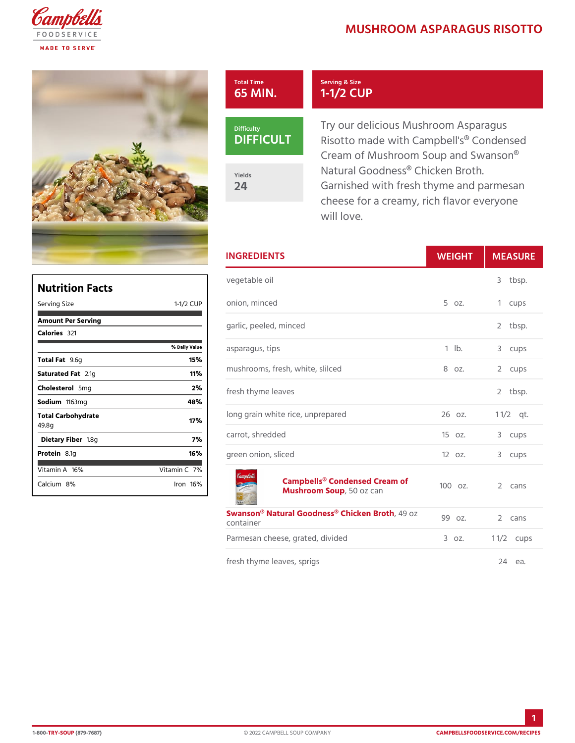# MUSHROOM ASPARAGUS RISOTTO

| Total Time | Serving & Size |
| --- | --- |
| 65 MIN. | 1-1/2 CUP |

**Difficulty**
DIFFICULT

**Yields**
24

Try our delicious Mushroom Asparagus Risotto made with Campbell's® Condensed Cream of Mushroom Soup and Swanson® Natural Goodness® Chicken Broth. Garnished with fresh thyme and parmesan cheese for a creamy, rich flavor everyone will love.

## Nutrition Facts

Serving Size 1-1/2 CUP

**Amount Per Serving**

**Calories** 321

| | % Daily Value |
| --- | --- |
| **Total Fat** 9.6g | 15% |
| **Saturated Fat** 2.1g | 11% |
| **Cholesterol** 5mg | 2% |
| **Sodium** 1163mg | 48% |
| **Total Carbohydrate** 49.8g | 17% |
| **Dietary Fiber** 1.8g | 7% |
| **Protein** 8.1g | 16% |

| | |
| --- | --- |
| Vitamin A 16% | Vitamin C 7% |
| Calcium 8% | Iron 16% |

## INGREDIENTS

| INGREDIENTS | WEIGHT | MEASURE |
| --- | --- | --- |
| vegetable oil | | 3 tbsp. |
| onion, minced | 5 oz. | 1 cups |
| garlic, peeled, minced | | 2 tbsp. |
| asparagus, tips | 1 lb. | 3 cups |
| mushrooms, fresh, white, slilced | 8 oz. | 2 cups |
| fresh thyme leaves | | 2 tbsp. |
| long grain white rice, unprepared | 26 oz. | 1 1/2 qt. |
| carrot, shredded | 15 oz. | 3 cups |
| green onion, sliced | 12 oz. | 3 cups |
| **Campbells® Condensed Cream of Mushroom Soup**, 50 oz can | 100 oz. | 2 cans |
| **Swanson® Natural Goodness® Chicken Broth**, 49 oz container | 99 oz. | 2 cans |
| Parmesan cheese, grated, divided | 3 oz. | 1 1/2 cups |
| fresh thyme leaves, sprigs | | 24 ea. |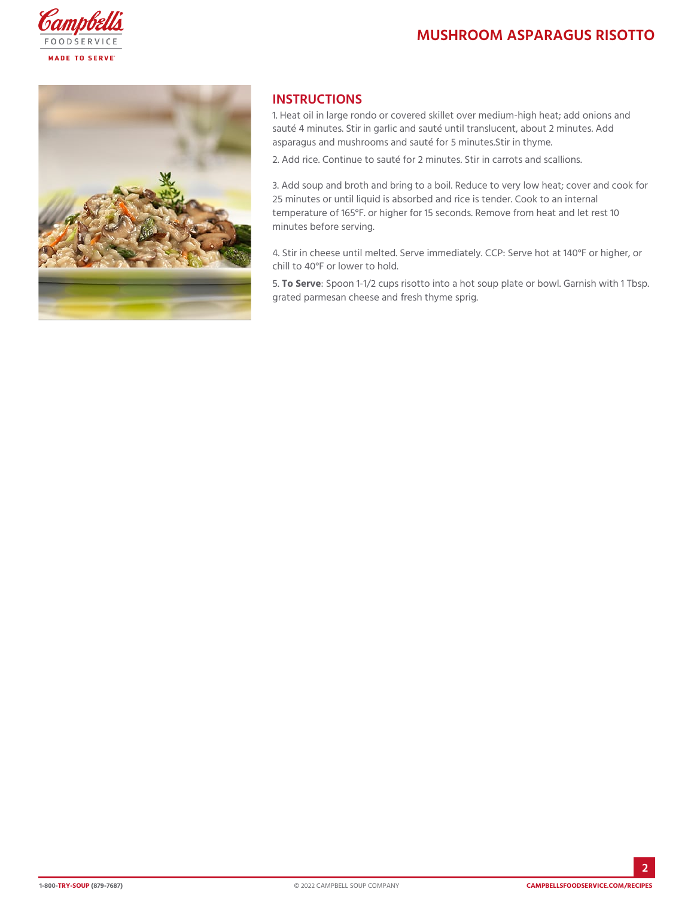## INSTRUCTIONS

1. Heat oil in large rondo or covered skillet over medium-high heat; add onions and sauté 4 minutes. Stir in garlic and sauté until translucent, about 2 minutes. Add asparagus and mushrooms and sauté for 5 minutes.Stir in thyme.

2. Add rice. Continue to sauté for 2 minutes. Stir in carrots and scallions.

3. Add soup and broth and bring to a boil. Reduce to very low heat; cover and cook for 25 minutes or until liquid is absorbed and rice is tender. Cook to an internal temperature of 165°F. or higher for 15 seconds. Remove from heat and let rest 10 minutes before serving.

4. Stir in cheese until melted. Serve immediately. CCP: Serve hot at 140°F or higher, or chill to 40°F or lower to hold.

5. **To Serve**: Spoon 1-1/2 cups risotto into a hot soup plate or bowl. Garnish with 1 Tbsp. grated parmesan cheese and fresh thyme sprig.